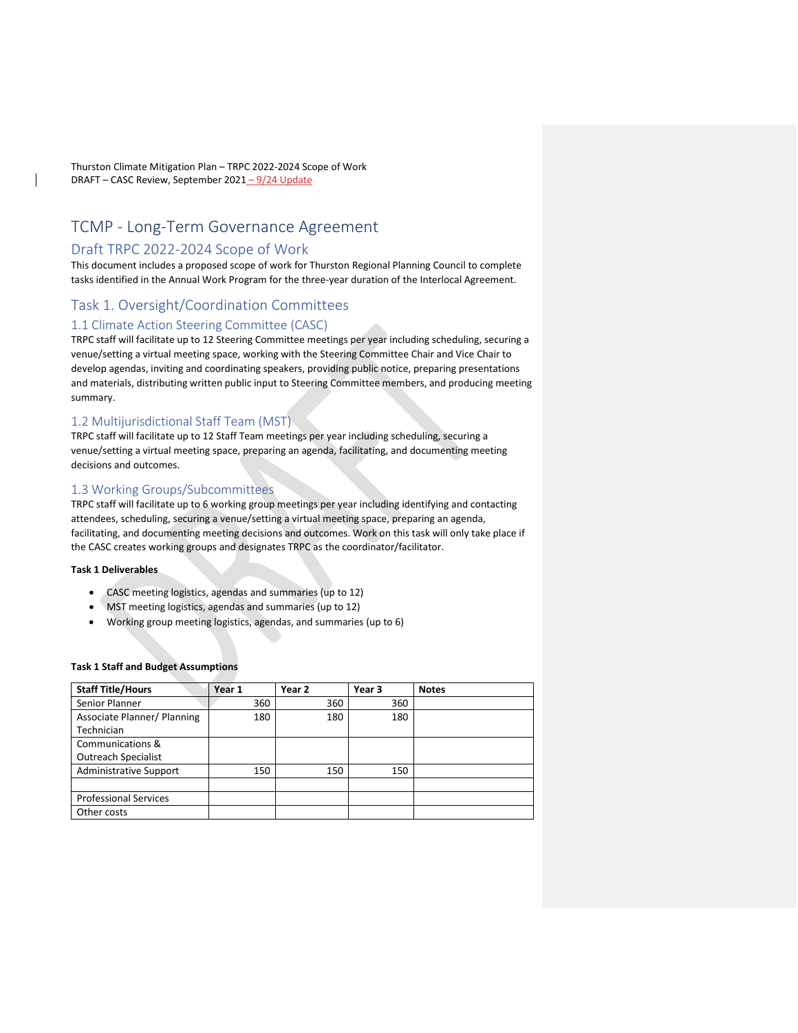Thurston Climate Mitigation Plan – TRPC 2022-2024 Scope of Work
DRAFT – CASC Review, September 2021 – 9/24 Update

# TCMP - Long-Term Governance Agreement

## Draft TRPC 2022-2024 Scope of Work

This document includes a proposed scope of work for Thurston Regional Planning Council to complete tasks identified in the Annual Work Program for the three-year duration of the Interlocal Agreement.

## Task 1. Oversight/Coordination Committees

### 1.1 Climate Action Steering Committee (CASC)

TRPC staff will facilitate up to 12 Steering Committee meetings per year including scheduling, securing a venue/setting a virtual meeting space, working with the Steering Committee Chair and Vice Chair to develop agendas, inviting and coordinating speakers, providing public notice, preparing presentations and materials, distributing written public input to Steering Committee members, and producing meeting summary.

### 1.2 Multijurisdictional Staff Team (MST)

TRPC staff will facilitate up to 12 Staff Team meetings per year including scheduling, securing a venue/setting a virtual meeting space, preparing an agenda, facilitating, and documenting meeting decisions and outcomes.

### 1.3 Working Groups/Subcommittees

TRPC staff will facilitate up to 6 working group meetings per year including identifying and contacting attendees, scheduling, securing a venue/setting a virtual meeting space, preparing an agenda, facilitating, and documenting meeting decisions and outcomes. Work on this task will only take place if the CASC creates working groups and designates TRPC as the coordinator/facilitator.

**Task 1 Deliverables**

- CASC meeting logistics, agendas and summaries (up to 12)
- MST meeting logistics, agendas and summaries (up to 12)
- Working group meeting logistics, agendas, and summaries (up to 6)

**Task 1 Staff and Budget Assumptions**

| Staff Title/Hours | Year 1 | Year 2 | Year 3 | Notes |
|---|---|---|---|---|
| Senior Planner | 360 | 360 | 360 | |
| Associate Planner/ Planning Technician | 180 | 180 | 180 | |
| Communications & Outreach Specialist | | | | |
| Administrative Support | 150 | 150 | 150 | |
| | | | | |
| Professional Services | | | | |
| Other costs | | | | |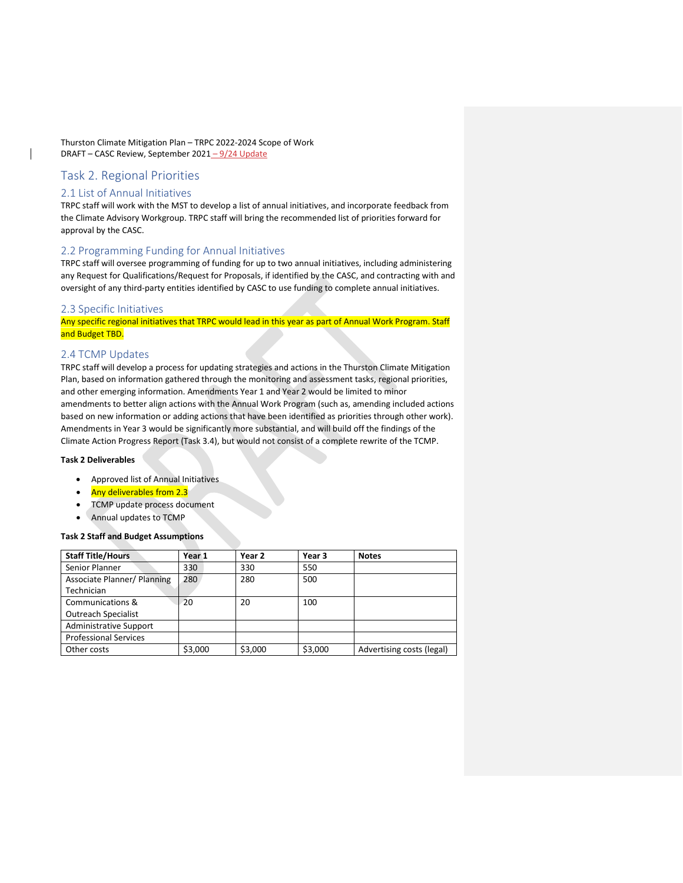Thurston Climate Mitigation Plan – TRPC 2022-2024 Scope of Work
DRAFT – CASC Review, September 2021 – 9/24 Update

## Task 2. Regional Priorities

### 2.1 List of Annual Initiatives

TRPC staff will work with the MST to develop a list of annual initiatives, and incorporate feedback from the Climate Advisory Workgroup. TRPC staff will bring the recommended list of priorities forward for approval by the CASC.

### 2.2 Programming Funding for Annual Initiatives

TRPC staff will oversee programming of funding for up to two annual initiatives, including administering any Request for Qualifications/Request for Proposals, if identified by the CASC, and contracting with and oversight of any third-party entities identified by CASC to use funding to complete annual initiatives.

### 2.3 Specific Initiatives

Any specific regional initiatives that TRPC would lead in this year as part of Annual Work Program. Staff and Budget TBD.

### 2.4 TCMP Updates

TRPC staff will develop a process for updating strategies and actions in the Thurston Climate Mitigation Plan, based on information gathered through the monitoring and assessment tasks, regional priorities, and other emerging information. Amendments Year 1 and Year 2 would be limited to minor amendments to better align actions with the Annual Work Program (such as, amending included actions based on new information or adding actions that have been identified as priorities through other work). Amendments in Year 3 would be significantly more substantial, and will build off the findings of the Climate Action Progress Report (Task 3.4), but would not consist of a complete rewrite of the TCMP.

**Task 2 Deliverables**

- Approved list of Annual Initiatives
- Any deliverables from 2.3
- TCMP update process document
- Annual updates to TCMP

**Task 2 Staff and Budget Assumptions**

| Staff Title/Hours | Year 1 | Year 2 | Year 3 | Notes |
|---|---|---|---|---|
| Senior Planner | 330 | 330 | 550 | |
| Associate Planner/ Planning Technician | 280 | 280 | 500 | |
| Communications & Outreach Specialist | 20 | 20 | 100 | |
| Administrative Support | | | | |
| Professional Services | | | | |
| Other costs | $3,000 | $3,000 | $3,000 | Advertising costs (legal) |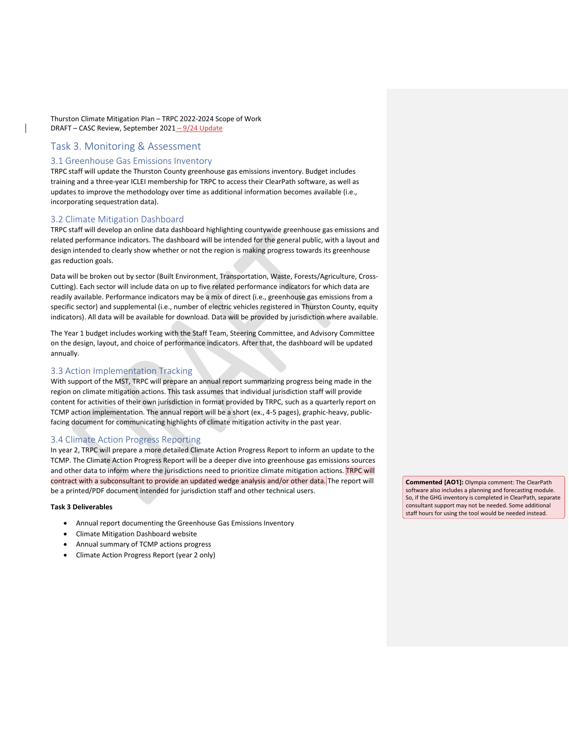## Task 3. Monitoring & Assessment

### 3.1 Greenhouse Gas Emissions Inventory

TRPC staff will update the Thurston County greenhouse gas emissions inventory. Budget includes training and a three-year ICLEI membership for TRPC to access their ClearPath software, as well as updates to improve the methodology over time as additional information becomes available (i.e., incorporating sequestration data).

### 3.2 Climate Mitigation Dashboard

TRPC staff will develop an online data dashboard highlighting countywide greenhouse gas emissions and related performance indicators. The dashboard will be intended for the general public, with a layout and design intended to clearly show whether or not the region is making progress towards its greenhouse gas reduction goals.

Data will be broken out by sector (Built Environment, Transportation, Waste, Forests/Agriculture, Cross-Cutting). Each sector will include data on up to five related performance indicators for which data are readily available. Performance indicators may be a mix of direct (i.e., greenhouse gas emissions from a specific sector) and supplemental (i.e., number of electric vehicles registered in Thurston County, equity indicators). All data will be available for download. Data will be provided by jurisdiction where available.

The Year 1 budget includes working with the Staff Team, Steering Committee, and Advisory Committee on the design, layout, and choice of performance indicators. After that, the dashboard will be updated annually.

### 3.3 Action Implementation Tracking

With support of the MST, TRPC will prepare an annual report summarizing progress being made in the region on climate mitigation actions. This task assumes that individual jurisdiction staff will provide content for activities of their own jurisdiction in format provided by TRPC, such as a quarterly report on TCMP action implementation. The annual report will be a short (ex., 4-5 pages), graphic-heavy, public-facing document for communicating highlights of climate mitigation activity in the past year.

### 3.4 Climate Action Progress Reporting

In year 2, TRPC will prepare a more detailed Climate Action Progress Report to inform an update to the TCMP. The Climate Action Progress Report will be a deeper dive into greenhouse gas emissions sources and other data to inform where the jurisdictions need to prioritize climate mitigation actions. TRPC will contract with a subconsultant to provide an updated wedge analysis and/or other data. The report will be a printed/PDF document intended for jurisdiction staff and other technical users.

> **Commented [AO1]:** Olympia comment: The ClearPath software also includes a planning and forecasting module. So, if the GHG inventory is completed in ClearPath, separate consultant support may not be needed. Some additional staff hours for using the tool would be needed instead.

**Task 3 Deliverables**

- Annual report documenting the Greenhouse Gas Emissions Inventory
- Climate Mitigation Dashboard website
- Annual summary of TCMP actions progress
- Climate Action Progress Report (year 2 only)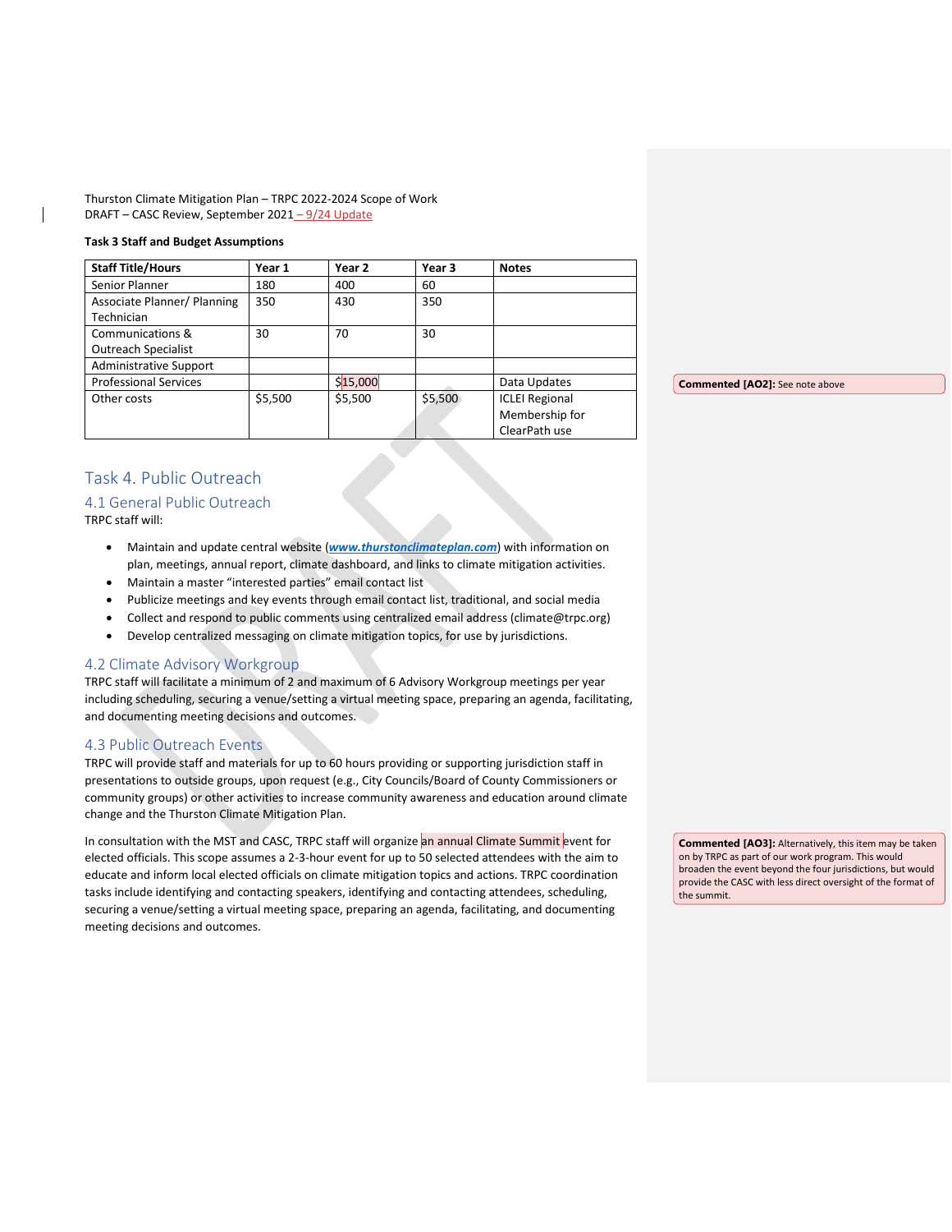**Task 3 Staff and Budget Assumptions**

| Staff Title/Hours | Year 1 | Year 2 | Year 3 | Notes |
|---|---|---|---|---|
| Senior Planner | 180 | 400 | 60 | |
| Associate Planner/ Planning Technician | 350 | 430 | 350 | |
| Communications & Outreach Specialist | 30 | 70 | 30 | |
| Administrative Support | | | | |
| Professional Services | | $15,000 | | Data Updates |
| Other costs | $5,500 | $5,500 | $5,500 | ICLEI Regional Membership for ClearPath use |

**Commented [AO2]:** See note above

# Task 4. Public Outreach

## 4.1 General Public Outreach

TRPC staff will:

- Maintain and update central website (***www.thurstonclimateplan.com***) with information on plan, meetings, annual report, climate dashboard, and links to climate mitigation activities.
- Maintain a master "interested parties" email contact list
- Publicize meetings and key events through email contact list, traditional, and social media
- Collect and respond to public comments using centralized email address (climate@trpc.org)
- Develop centralized messaging on climate mitigation topics, for use by jurisdictions.

## 4.2 Climate Advisory Workgroup

TRPC staff will facilitate a minimum of 2 and maximum of 6 Advisory Workgroup meetings per year including scheduling, securing a venue/setting a virtual meeting space, preparing an agenda, facilitating, and documenting meeting decisions and outcomes.

## 4.3 Public Outreach Events

TRPC will provide staff and materials for up to 60 hours providing or supporting jurisdiction staff in presentations to outside groups, upon request (e.g., City Councils/Board of County Commissioners or community groups) or other activities to increase community awareness and education around climate change and the Thurston Climate Mitigation Plan.

In consultation with the MST and CASC, TRPC staff will organize an annual Climate Summit event for elected officials. This scope assumes a 2-3-hour event for up to 50 selected attendees with the aim to educate and inform local elected officials on climate mitigation topics and actions. TRPC coordination tasks include identifying and contacting speakers, identifying and contacting attendees, scheduling, securing a venue/setting a virtual meeting space, preparing an agenda, facilitating, and documenting meeting decisions and outcomes.

**Commented [AO3]:** Alternatively, this item may be taken on by TRPC as part of our work program. This would broaden the event beyond the four jurisdictions, but would provide the CASC with less direct oversight of the format of the summit.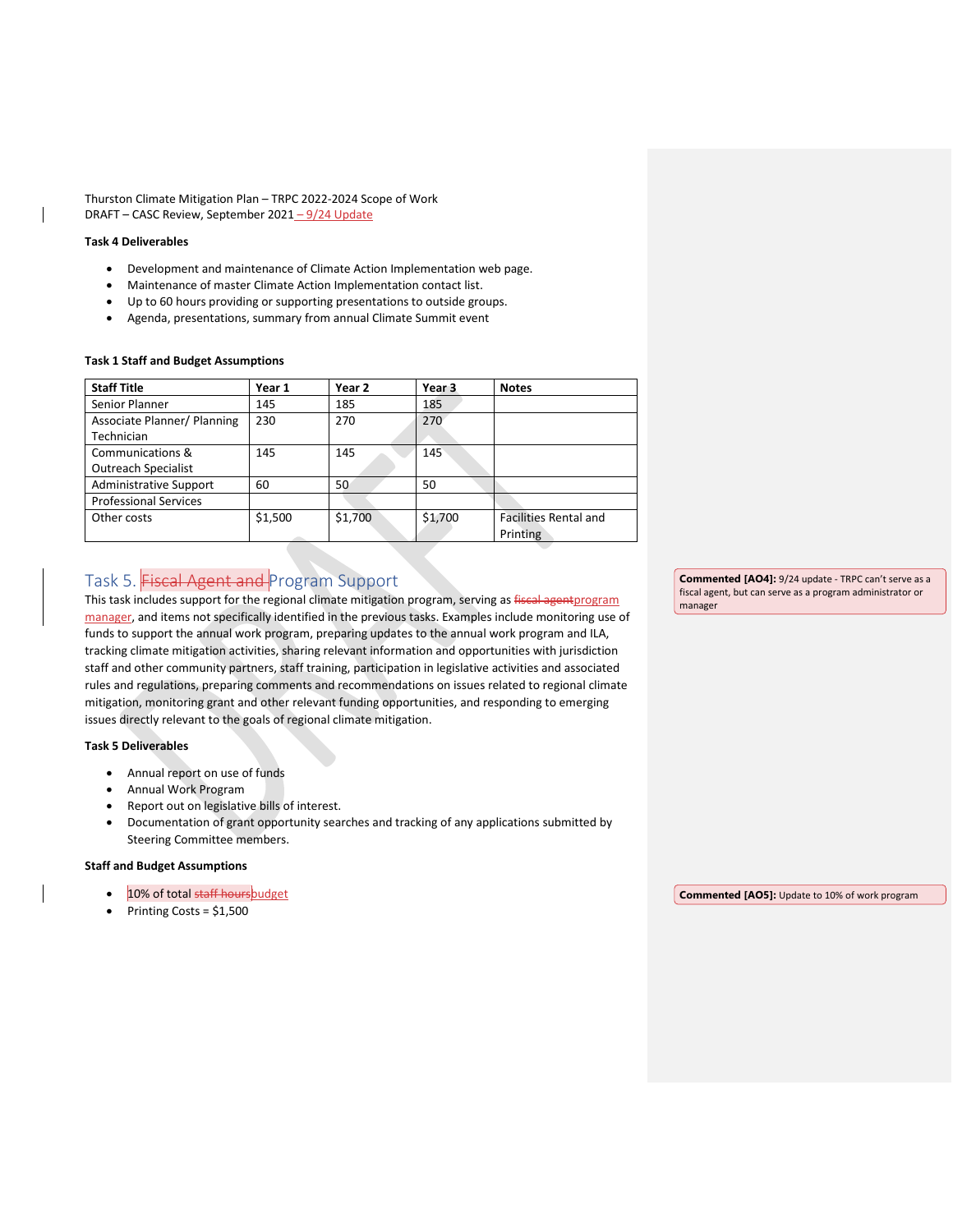**Task 4 Deliverables**

- Development and maintenance of Climate Action Implementation web page.
- Maintenance of master Climate Action Implementation contact list.
- Up to 60 hours providing or supporting presentations to outside groups.
- Agenda, presentations, summary from annual Climate Summit event

**Task 1 Staff and Budget Assumptions**

| Staff Title | Year 1 | Year 2 | Year 3 | Notes |
|---|---|---|---|---|
| Senior Planner | 145 | 185 | 185 | |
| Associate Planner/ Planning Technician | 230 | 270 | 270 | |
| Communications & Outreach Specialist | 145 | 145 | 145 | |
| Administrative Support | 60 | 50 | 50 | |
| Professional Services | | | | |
| Other costs | $1,500 | $1,700 | $1,700 | Facilities Rental and Printing |

## Task 5. ~~Fiscal Agent and~~ Program Support

This task includes support for the regional climate mitigation program, serving as ~~fiscal agent~~program manager, and items not specifically identified in the previous tasks. Examples include monitoring use of funds to support the annual work program, preparing updates to the annual work program and ILA, tracking climate mitigation activities, sharing relevant information and opportunities with jurisdiction staff and other community partners, staff training, participation in legislative activities and associated rules and regulations, preparing comments and recommendations on issues related to regional climate mitigation, monitoring grant and other relevant funding opportunities, and responding to emerging issues directly relevant to the goals of regional climate mitigation.

**Task 5 Deliverables**

- Annual report on use of funds
- Annual Work Program
- Report out on legislative bills of interest.
- Documentation of grant opportunity searches and tracking of any applications submitted by Steering Committee members.

**Staff and Budget Assumptions**

- 10% of total ~~staff hours~~budget
- Printing Costs = $1,500

**Commented [AO4]:** 9/24 update - TRPC can't serve as a fiscal agent, but can serve as a program administrator or manager

**Commented [AO5]:** Update to 10% of work program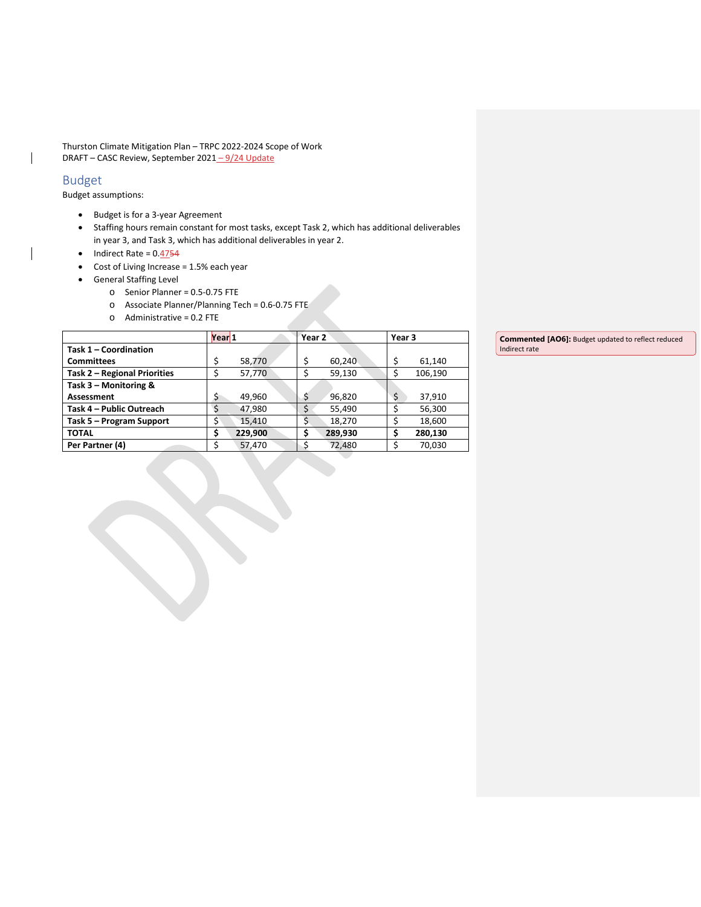Thurston Climate Mitigation Plan – TRPC 2022-2024 Scope of Work
DRAFT – CASC Review, September 2021 – 9/24 Update

## Budget

Budget assumptions:

- Budget is for a 3-year Agreement
- Staffing hours remain constant for most tasks, except Task 2, which has additional deliverables in year 3, and Task 3, which has additional deliverables in year 2.
- Indirect Rate = 0.4754
- Cost of Living Increase = 1.5% each year
- General Staffing Level
  - Senior Planner = 0.5-0.75 FTE
  - Associate Planner/Planning Tech = 0.6-0.75 FTE
  - Administrative = 0.2 FTE

| | Year 1 | Year 2 | Year 3 |
|---|---|---|---|
| **Task 1 – Coordination Committees** | $ 58,770 | $ 60,240 | $ 61,140 |
| **Task 2 – Regional Priorities** | $ 57,770 | $ 59,130 | $ 106,190 |
| **Task 3 – Monitoring & Assessment** | $ 49,960 | $ 96,820 | $ 37,910 |
| **Task 4 – Public Outreach** | $ 47,980 | $ 55,490 | $ 56,300 |
| **Task 5 – Program Support** | $ 15,410 | $ 18,270 | $ 18,600 |
| **TOTAL** | **$ 229,900** | **$ 289,930** | **$ 280,130** |
| **Per Partner (4)** | $ 57,470 | $ 72,480 | $ 70,030 |

**Commented [AO6]:** Budget updated to reflect reduced Indirect rate